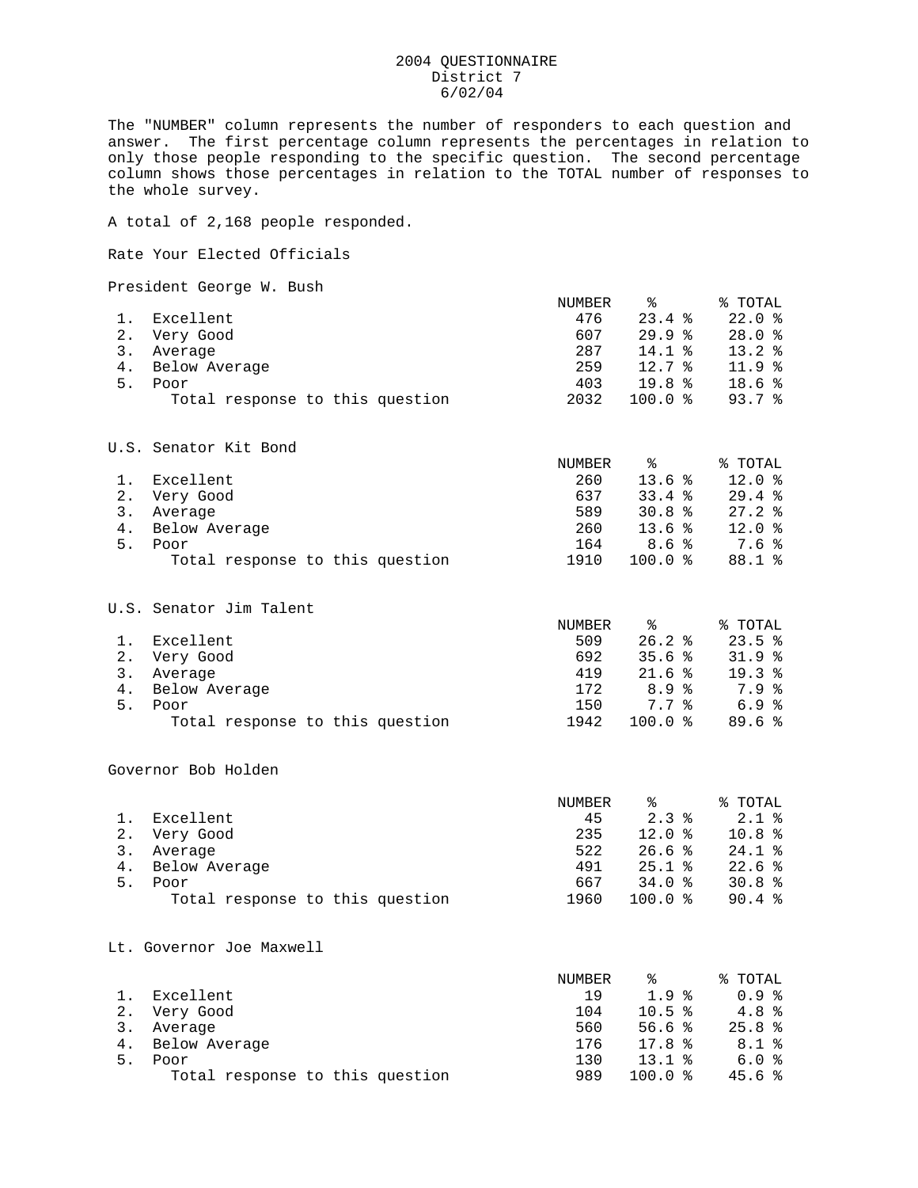# 2004 QUESTIONNAIRE
## District 7
### 6/02/04

The "NUMBER" column represents the number of responders to each question and answer. The first percentage column represents the percentages in relation to only those people responding to the specific question. The second percentage column shows those percentages in relation to the TOTAL number of responses to the whole survey.

A total of 2,168 people responded.

Rate Your Elected Officials

President George W. Bush

| | | NUMBER | % | % TOTAL |
|---|---|---|---|---|
| 1. | Excellent | 476 | 23.4 % | 22.0 % |
| 2. | Very Good | 607 | 29.9 % | 28.0 % |
| 3. | Average | 287 | 14.1 % | 13.2 % |
| 4. | Below Average | 259 | 12.7 % | 11.9 % |
| 5. | Poor | 403 | 19.8 % | 18.6 % |
| | Total response to this question | 2032 | 100.0 % | 93.7 % |

U.S. Senator Kit Bond

| | | NUMBER | % | % TOTAL |
|---|---|---|---|---|
| 1. | Excellent | 260 | 13.6 % | 12.0 % |
| 2. | Very Good | 637 | 33.4 % | 29.4 % |
| 3. | Average | 589 | 30.8 % | 27.2 % |
| 4. | Below Average | 260 | 13.6 % | 12.0 % |
| 5. | Poor | 164 | 8.6 % | 7.6 % |
| | Total response to this question | 1910 | 100.0 % | 88.1 % |

U.S. Senator Jim Talent

| | | NUMBER | % | % TOTAL |
|---|---|---|---|---|
| 1. | Excellent | 509 | 26.2 % | 23.5 % |
| 2. | Very Good | 692 | 35.6 % | 31.9 % |
| 3. | Average | 419 | 21.6 % | 19.3 % |
| 4. | Below Average | 172 | 8.9 % | 7.9 % |
| 5. | Poor | 150 | 7.7 % | 6.9 % |
| | Total response to this question | 1942 | 100.0 % | 89.6 % |

Governor Bob Holden

| | | NUMBER | % | % TOTAL |
|---|---|---|---|---|
| 1. | Excellent | 45 | 2.3 % | 2.1 % |
| 2. | Very Good | 235 | 12.0 % | 10.8 % |
| 3. | Average | 522 | 26.6 % | 24.1 % |
| 4. | Below Average | 491 | 25.1 % | 22.6 % |
| 5. | Poor | 667 | 34.0 % | 30.8 % |
| | Total response to this question | 1960 | 100.0 % | 90.4 % |

Lt. Governor Joe Maxwell

| | | NUMBER | % | % TOTAL |
|---|---|---|---|---|
| 1. | Excellent | 19 | 1.9 % | 0.9 % |
| 2. | Very Good | 104 | 10.5 % | 4.8 % |
| 3. | Average | 560 | 56.6 % | 25.8 % |
| 4. | Below Average | 176 | 17.8 % | 8.1 % |
| 5. | Poor | 130 | 13.1 % | 6.0 % |
| | Total response to this question | 989 | 100.0 % | 45.6 % |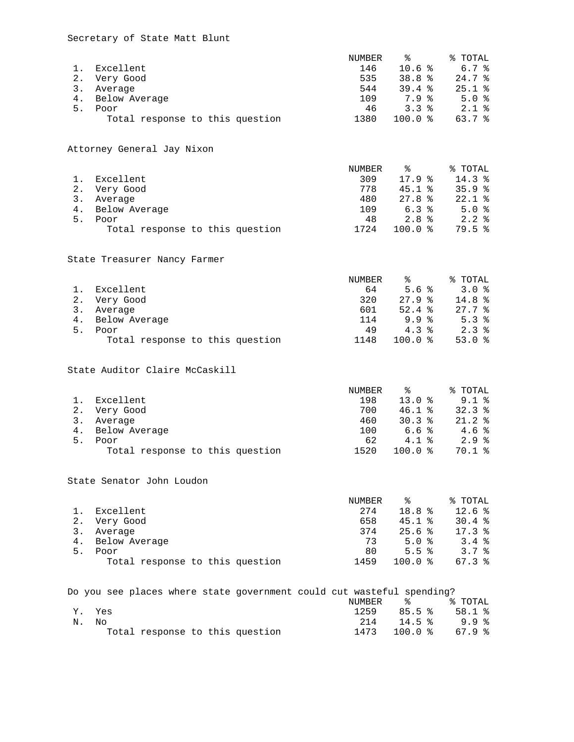Secretary of State Matt Blunt

| | | NUMBER | % | % TOTAL |
|---|---|---|---|---|
| 1. | Excellent | 146 | 10.6 % | 6.7 % |
| 2. | Very Good | 535 | 38.8 % | 24.7 % |
| 3. | Average | 544 | 39.4 % | 25.1 % |
| 4. | Below Average | 109 | 7.9 % | 5.0 % |
| 5. | Poor | 46 | 3.3 % | 2.1 % |
| | Total response to this question | 1380 | 100.0 % | 63.7 % |

Attorney General Jay Nixon

| | | NUMBER | % | % TOTAL |
|---|---|---|---|---|
| 1. | Excellent | 309 | 17.9 % | 14.3 % |
| 2. | Very Good | 778 | 45.1 % | 35.9 % |
| 3. | Average | 480 | 27.8 % | 22.1 % |
| 4. | Below Average | 109 | 6.3 % | 5.0 % |
| 5. | Poor | 48 | 2.8 % | 2.2 % |
| | Total response to this question | 1724 | 100.0 % | 79.5 % |

State Treasurer Nancy Farmer

| | | NUMBER | % | % TOTAL |
|---|---|---|---|---|
| 1. | Excellent | 64 | 5.6 % | 3.0 % |
| 2. | Very Good | 320 | 27.9 % | 14.8 % |
| 3. | Average | 601 | 52.4 % | 27.7 % |
| 4. | Below Average | 114 | 9.9 % | 5.3 % |
| 5. | Poor | 49 | 4.3 % | 2.3 % |
| | Total response to this question | 1148 | 100.0 % | 53.0 % |

State Auditor Claire McCaskill

| | | NUMBER | % | % TOTAL |
|---|---|---|---|---|
| 1. | Excellent | 198 | 13.0 % | 9.1 % |
| 2. | Very Good | 700 | 46.1 % | 32.3 % |
| 3. | Average | 460 | 30.3 % | 21.2 % |
| 4. | Below Average | 100 | 6.6 % | 4.6 % |
| 5. | Poor | 62 | 4.1 % | 2.9 % |
| | Total response to this question | 1520 | 100.0 % | 70.1 % |

State Senator John Loudon

| | | NUMBER | % | % TOTAL |
|---|---|---|---|---|
| 1. | Excellent | 274 | 18.8 % | 12.6 % |
| 2. | Very Good | 658 | 45.1 % | 30.4 % |
| 3. | Average | 374 | 25.6 % | 17.3 % |
| 4. | Below Average | 73 | 5.0 % | 3.4 % |
| 5. | Poor | 80 | 5.5 % | 3.7 % |
| | Total response to this question | 1459 | 100.0 % | 67.3 % |

Do you see places where state government could cut wasteful spending?

| | | NUMBER | % | % TOTAL |
|---|---|---|---|---|
| Y. | Yes | 1259 | 85.5 % | 58.1 % |
| N. | No | 214 | 14.5 % | 9.9 % |
| | Total response to this question | 1473 | 100.0 % | 67.9 % |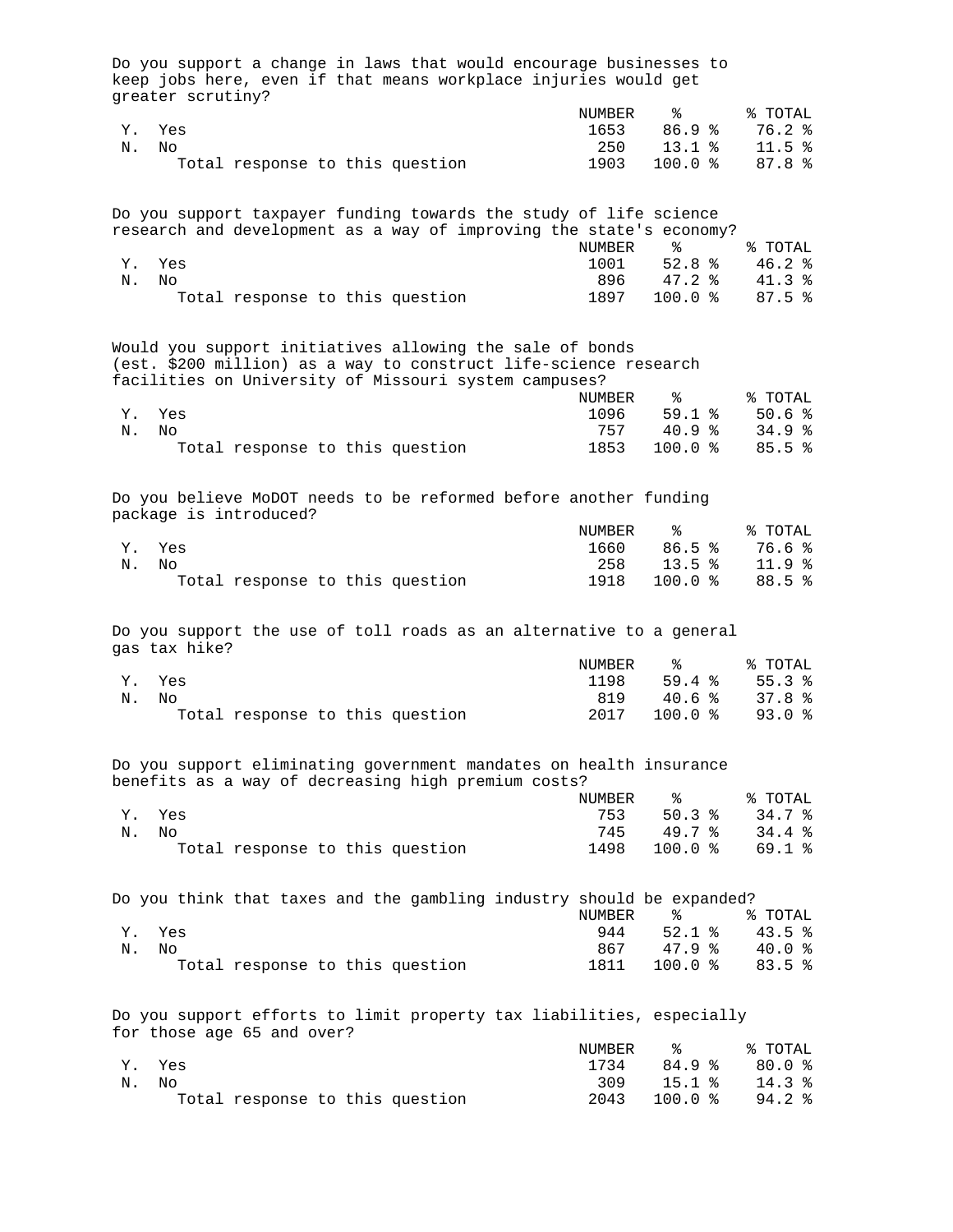Do you support a change in laws that would encourage businesses to keep jobs here, even if that means workplace injuries would get greater scrutiny?

| | | NUMBER | % | % TOTAL |
|---|---|---|---|---|
| Y. | Yes | 1653 | 86.9 % | 76.2 % |
| N. | No | 250 | 13.1 % | 11.5 % |
| | Total response to this question | 1903 | 100.0 % | 87.8 % |

Do you support taxpayer funding towards the study of life science research and development as a way of improving the state's economy?

| | | NUMBER | % | % TOTAL |
|---|---|---|---|---|
| Y. | Yes | 1001 | 52.8 % | 46.2 % |
| N. | No | 896 | 47.2 % | 41.3 % |
| | Total response to this question | 1897 | 100.0 % | 87.5 % |

Would you support initiatives allowing the sale of bonds (est. $200 million) as a way to construct life-science research facilities on University of Missouri system campuses?

| | | NUMBER | % | % TOTAL |
|---|---|---|---|---|
| Y. | Yes | 1096 | 59.1 % | 50.6 % |
| N. | No | 757 | 40.9 % | 34.9 % |
| | Total response to this question | 1853 | 100.0 % | 85.5 % |

Do you believe MoDOT needs to be reformed before another funding package is introduced?

| | | NUMBER | % | % TOTAL |
|---|---|---|---|---|
| Y. | Yes | 1660 | 86.5 % | 76.6 % |
| N. | No | 258 | 13.5 % | 11.9 % |
| | Total response to this question | 1918 | 100.0 % | 88.5 % |

Do you support the use of toll roads as an alternative to a general gas tax hike?

| | | NUMBER | % | % TOTAL |
|---|---|---|---|---|
| Y. | Yes | 1198 | 59.4 % | 55.3 % |
| N. | No | 819 | 40.6 % | 37.8 % |
| | Total response to this question | 2017 | 100.0 % | 93.0 % |

Do you support eliminating government mandates on health insurance benefits as a way of decreasing high premium costs?

| | | NUMBER | % | % TOTAL |
|---|---|---|---|---|
| Y. | Yes | 753 | 50.3 % | 34.7 % |
| N. | No | 745 | 49.7 % | 34.4 % |
| | Total response to this question | 1498 | 100.0 % | 69.1 % |

Do you think that taxes and the gambling industry should be expanded?

| | | NUMBER | % | % TOTAL |
|---|---|---|---|---|
| Y. | Yes | 944 | 52.1 % | 43.5 % |
| N. | No | 867 | 47.9 % | 40.0 % |
| | Total response to this question | 1811 | 100.0 % | 83.5 % |

Do you support efforts to limit property tax liabilities, especially for those age 65 and over?

| | | NUMBER | % | % TOTAL |
|---|---|---|---|---|
| Y. | Yes | 1734 | 84.9 % | 80.0 % |
| N. | No | 309 | 15.1 % | 14.3 % |
| | Total response to this question | 2043 | 100.0 % | 94.2 % |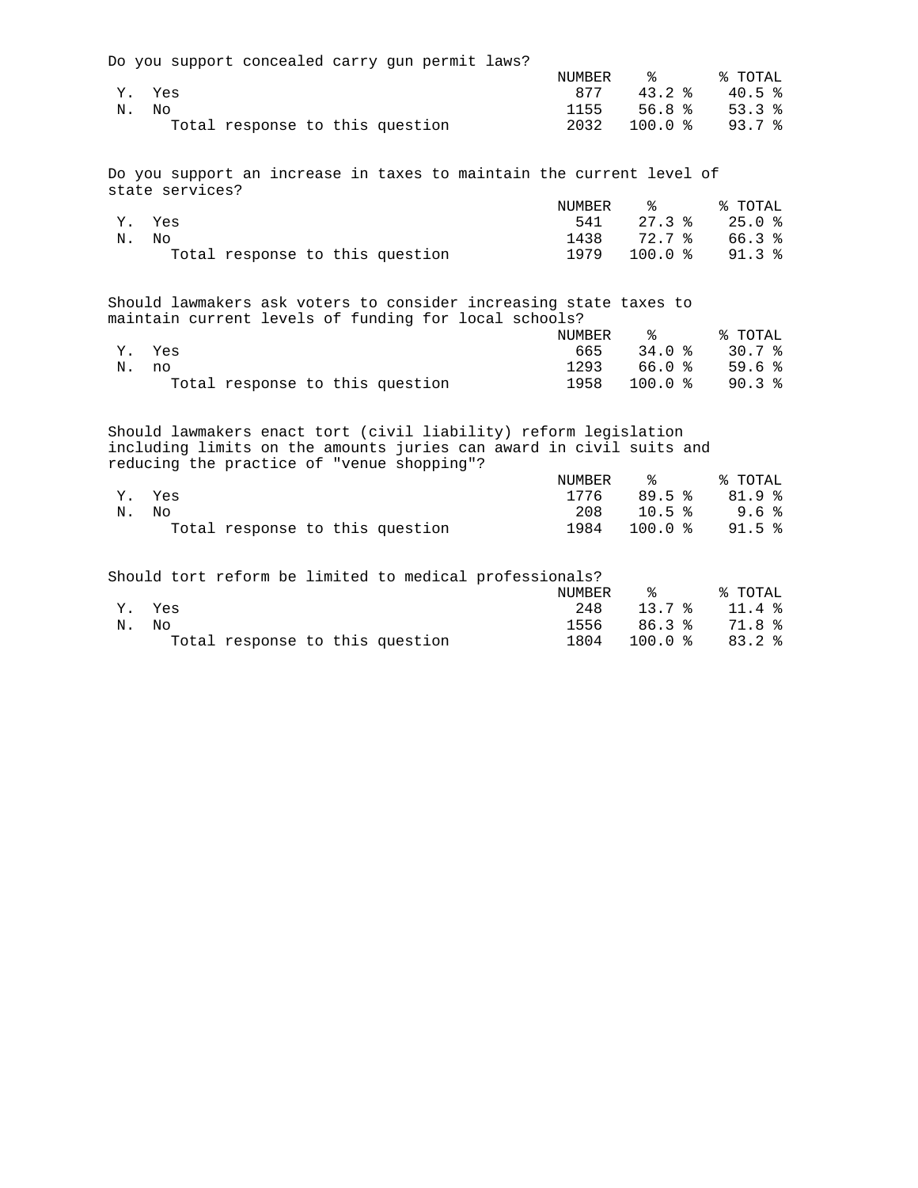Do you support concealed carry gun permit laws?

| | NUMBER | % | % TOTAL |
|---|---|---|---|
| Y. Yes | 877 | 43.2 % | 40.5 % |
| N. No | 1155 | 56.8 % | 53.3 % |
| Total response to this question | 2032 | 100.0 % | 93.7 % |

Do you support an increase in taxes to maintain the current level of state services?

| | NUMBER | % | % TOTAL |
|---|---|---|---|
| Y. Yes | 541 | 27.3 % | 25.0 % |
| N. No | 1438 | 72.7 % | 66.3 % |
| Total response to this question | 1979 | 100.0 % | 91.3 % |

Should lawmakers ask voters to consider increasing state taxes to maintain current levels of funding for local schools?

| | NUMBER | % | % TOTAL |
|---|---|---|---|
| Y. Yes | 665 | 34.0 % | 30.7 % |
| N. no | 1293 | 66.0 % | 59.6 % |
| Total response to this question | 1958 | 100.0 % | 90.3 % |

Should lawmakers enact tort (civil liability) reform legislation including limits on the amounts juries can award in civil suits and reducing the practice of "venue shopping"?

| | NUMBER | % | % TOTAL |
|---|---|---|---|
| Y. Yes | 1776 | 89.5 % | 81.9 % |
| N. No | 208 | 10.5 % | 9.6 % |
| Total response to this question | 1984 | 100.0 % | 91.5 % |

Should tort reform be limited to medical professionals?

| | NUMBER | % | % TOTAL |
|---|---|---|---|
| Y. Yes | 248 | 13.7 % | 11.4 % |
| N. No | 1556 | 86.3 % | 71.8 % |
| Total response to this question | 1804 | 100.0 % | 83.2 % |